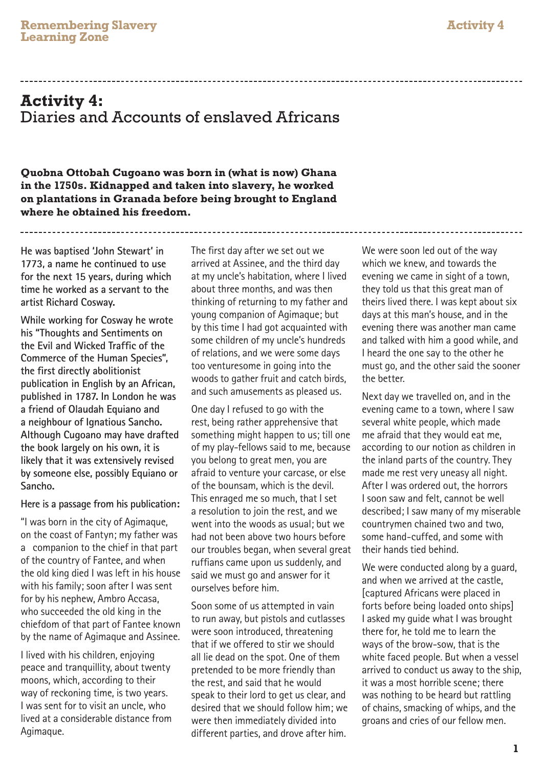# Activity 4:
Diaries and Accounts of enslaved Africans

**Quobna Ottobah Cugoano was born in (what is now) Ghana in the 1750s. Kidnapped and taken into slavery, he worked on plantations in Granada before being brought to England where he obtained his freedom.**

He was baptised 'John Stewart' in 1773, a name he continued to use for the next 15 years, during which time he worked as a servant to the artist Richard Cosway.

While working for Cosway he wrote his "Thoughts and Sentiments on the Evil and Wicked Traffic of the Commerce of the Human Species", the first directly abolitionist publication in English by an African, published in 1787. In London he was a friend of Olaudah Equiano and a neighbour of Ignatious Sancho. Although Cugoano may have drafted the book largely on his own, it is likely that it was extensively revised by someone else, possibly Equiano or Sancho.

Here is a passage from his publication:

"I was born in the city of Agimaque, on the coast of Fantyn; my father was a companion to the chief in that part of the country of Fantee, and when the old king died I was left in his house with his family; soon after I was sent for by his nephew, Ambro Accasa, who succeeded the old king in the chiefdom of that part of Fantee known by the name of Agimaque and Assinee.

I lived with his children, enjoying peace and tranquillity, about twenty moons, which, according to their way of reckoning time, is two years. I was sent for to visit an uncle, who lived at a considerable distance from Agimaque.

The first day after we set out we arrived at Assinee, and the third day at my uncle's habitation, where I lived about three months, and was then thinking of returning to my father and young companion of Agimaque; but by this time I had got acquainted with some children of my uncle's hundreds of relations, and we were some days too venturesome in going into the woods to gather fruit and catch birds, and such amusements as pleased us.

One day I refused to go with the rest, being rather apprehensive that something might happen to us; till one of my play-fellows said to me, because you belong to great men, you are afraid to venture your carcase, or else of the bounsam, which is the devil. This enraged me so much, that I set a resolution to join the rest, and we went into the woods as usual; but we had not been above two hours before our troubles began, when several great ruffians came upon us suddenly, and said we must go and answer for it ourselves before him.

Soon some of us attempted in vain to run away, but pistols and cutlasses were soon introduced, threatening that if we offered to stir we should all lie dead on the spot. One of them pretended to be more friendly than the rest, and said that he would speak to their lord to get us clear, and desired that we should follow him; we were then immediately divided into different parties, and drove after him.

We were soon led out of the way which we knew, and towards the evening we came in sight of a town, they told us that this great man of theirs lived there. I was kept about six days at this man's house, and in the evening there was another man came and talked with him a good while, and I heard the one say to the other he must go, and the other said the sooner the better.

Next day we travelled on, and in the evening came to a town, where I saw several white people, which made me afraid that they would eat me, according to our notion as children in the inland parts of the country. They made me rest very uneasy all night. After I was ordered out, the horrors I soon saw and felt, cannot be well described; I saw many of my miserable countrymen chained two and two, some hand-cuffed, and some with their hands tied behind.

We were conducted along by a guard, and when we arrived at the castle, [captured Africans were placed in forts before being loaded onto ships] I asked my guide what I was brought there for, he told me to learn the ways of the brow-sow, that is the white faced people. But when a vessel arrived to conduct us away to the ship, it was a most horrible scene; there was nothing to be heard but rattling of chains, smacking of whips, and the groans and cries of our fellow men.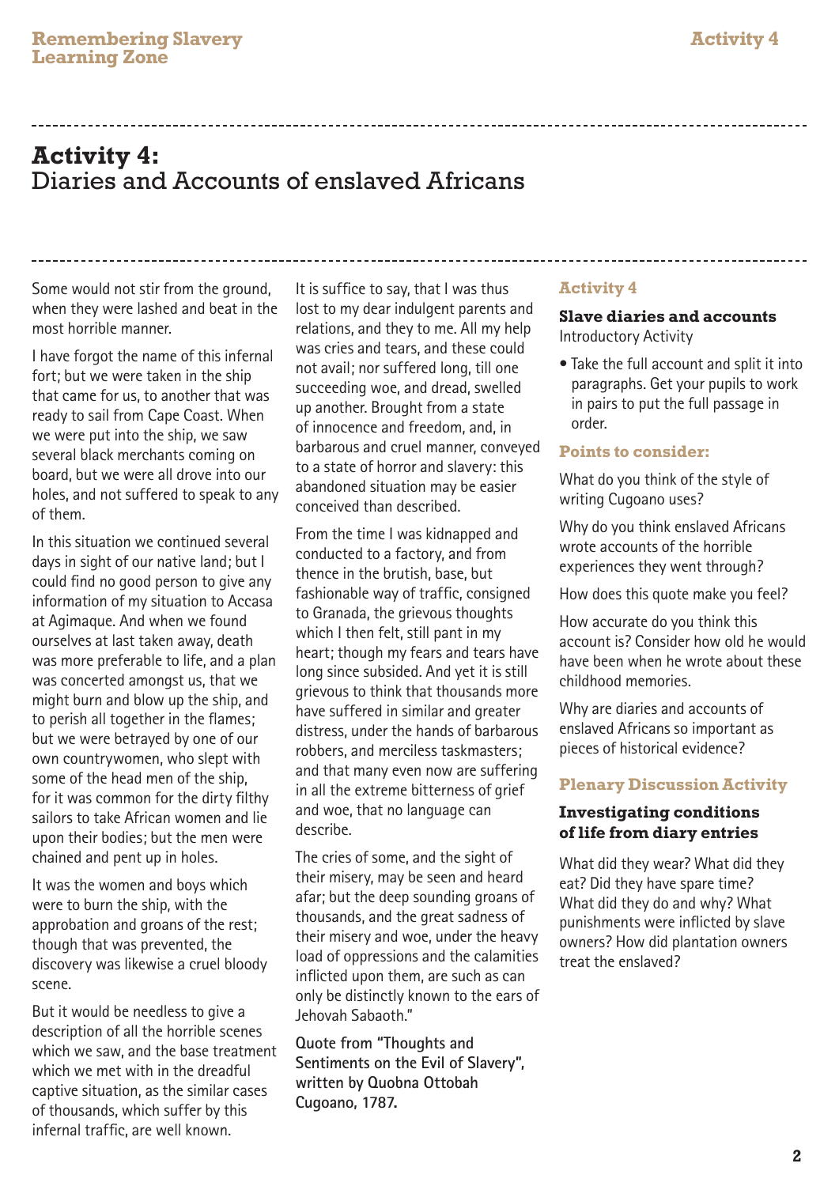# Activity 4:
Diaries and Accounts of enslaved Africans

Some would not stir from the ground, when they were lashed and beat in the most horrible manner.

I have forgot the name of this infernal fort; but we were taken in the ship that came for us, to another that was ready to sail from Cape Coast. When we were put into the ship, we saw several black merchants coming on board, but we were all drove into our holes, and not suffered to speak to any of them.

In this situation we continued several days in sight of our native land; but I could find no good person to give any information of my situation to Accasa at Agimaque. And when we found ourselves at last taken away, death was more preferable to life, and a plan was concerted amongst us, that we might burn and blow up the ship, and to perish all together in the flames; but we were betrayed by one of our own countrywomen, who slept with some of the head men of the ship, for it was common for the dirty filthy sailors to take African women and lie upon their bodies; but the men were chained and pent up in holes.

It was the women and boys which were to burn the ship, with the approbation and groans of the rest; though that was prevented, the discovery was likewise a cruel bloody scene.

But it would be needless to give a description of all the horrible scenes which we saw, and the base treatment which we met with in the dreadful captive situation, as the similar cases of thousands, which suffer by this infernal traffic, are well known.

It is suffice to say, that I was thus lost to my dear indulgent parents and relations, and they to me. All my help was cries and tears, and these could not avail; nor suffered long, till one succeeding woe, and dread, swelled up another. Brought from a state of innocence and freedom, and, in barbarous and cruel manner, conveyed to a state of horror and slavery: this abandoned situation may be easier conceived than described.

From the time I was kidnapped and conducted to a factory, and from thence in the brutish, base, but fashionable way of traffic, consigned to Granada, the grievous thoughts which I then felt, still pant in my heart; though my fears and tears have long since subsided. And yet it is still grievous to think that thousands more have suffered in similar and greater distress, under the hands of barbarous robbers, and merciless taskmasters; and that many even now are suffering in all the extreme bitterness of grief and woe, that no language can describe.

The cries of some, and the sight of their misery, may be seen and heard afar; but the deep sounding groans of thousands, and the great sadness of their misery and woe, under the heavy load of oppressions and the calamities inflicted upon them, are such as can only be distinctly known to the ears of Jehovah Sabaoth."

**Quote from "Thoughts and Sentiments on the Evil of Slavery", written by Quobna Ottobah Cugoano, 1787.**

## Activity 4

**Slave diaries and accounts**
Introductory Activity

- Take the full account and split it into paragraphs. Get your pupils to work in pairs to put the full passage in order.

### Points to consider:

What do you think of the style of writing Cugoano uses?

Why do you think enslaved Africans wrote accounts of the horrible experiences they went through?

How does this quote make you feel?

How accurate do you think this account is? Consider how old he would have been when he wrote about these childhood memories.

Why are diaries and accounts of enslaved Africans so important as pieces of historical evidence?

### Plenary Discussion Activity

**Investigating conditions of life from diary entries**

What did they wear? What did they eat? Did they have spare time? What did they do and why? What punishments were inflicted by slave owners? How did plantation owners treat the enslaved?